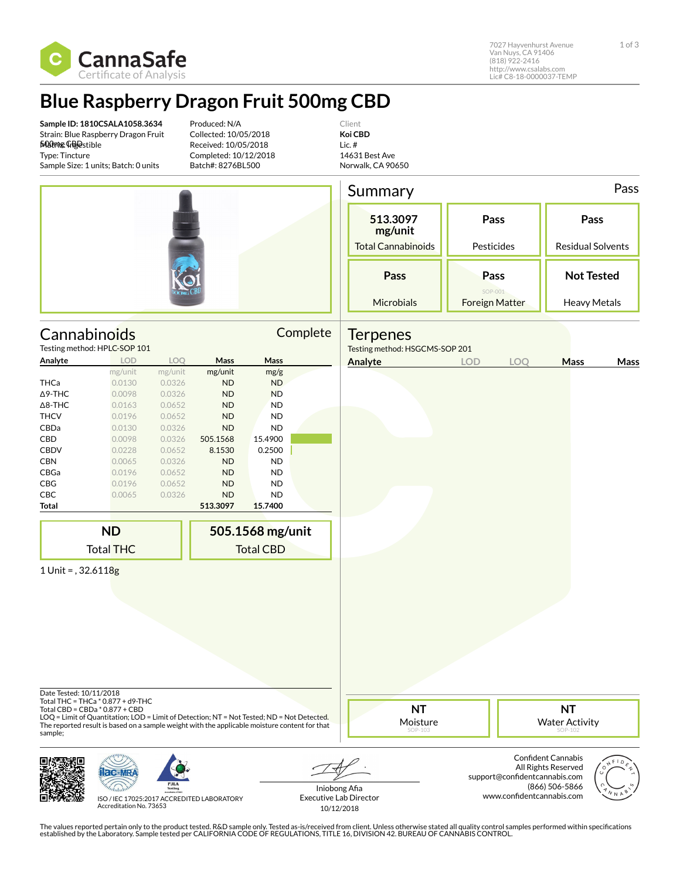CannaSafe
Certificate of Analysis

7027 Hayvenhurst Avenue
Van Nuys, CA 91406
(818) 922-2416
http://www.csalabs.com
Lic# C8-18-0000037-TEMP

# Blue Raspberry Dragon Fruit 500mg CBD

**Sample ID: 1810CSALA1058.3634**
Strain: Blue Raspberry Dragon Fruit 500mg CBD
Matrix: Ingestible
Type: Tincture
Sample Size: 1 units; Batch: 0 units

Produced: N/A
Collected: 10/05/2018
Received: 10/05/2018
Completed: 10/12/2018
Batch#: 8276BL500

Client
**Koi CBD**
Lic. #
14631 Best Ave
Norwalk, CA 90650

## Summary

Pass

| 513.3097 mg/unit | Pass | Pass |
|---|---|---|
| Total Cannabinoids | Pesticides | Residual Solvents |
| **Pass** | **Pass** | **Not Tested** |
| Microbials | Foreign Matter (SOP-001) | Heavy Metals |

## Cannabinoids

Complete

Testing method: HPLC-SOP 101

| Analyte | LOD | LOQ | Mass | Mass |
|---|---|---|---|---|
| | mg/unit | mg/unit | mg/unit | mg/g |
| THCa | 0.0130 | 0.0326 | ND | ND |
| Δ9-THC | 0.0098 | 0.0326 | ND | ND |
| Δ8-THC | 0.0163 | 0.0652 | ND | ND |
| THCV | 0.0196 | 0.0652 | ND | ND |
| CBDa | 0.0130 | 0.0326 | ND | ND |
| CBD | 0.0098 | 0.0326 | 505.1568 | 15.4900 |
| CBDV | 0.0228 | 0.0652 | 8.1530 | 0.2500 |
| CBN | 0.0065 | 0.0326 | ND | ND |
| CBGa | 0.0196 | 0.0652 | ND | ND |
| CBG | 0.0196 | 0.0652 | ND | ND |
| CBC | 0.0065 | 0.0326 | ND | ND |
| **Total** | | | **513.3097** | **15.7400** |

| **ND** | **505.1568 mg/unit** |
|---|---|
| Total THC | Total CBD |

1 Unit = , 32.6118g

## Terpenes

Testing method: HSGCMS-SOP 201

| Analyte | LOD | LOQ | Mass | Mass |
|---|---|---|---|---|

Date Tested: 10/11/2018
Total THC = THCa * 0.877 + d9-THC
Total CBD = CBDa * 0.877 + CBD
LOQ = Limit of Quantitation; LOD = Limit of Detection; NT = Not Tested; ND = Not Detected.
The reported result is based on a sample weight with the applicable moisture content for that sample;

| **NT** | **NT** |
|---|---|
| Moisture (SOP-103) | Water Activity (SOP-102) |

ISO / IEC 17025:2017 ACCREDITED LABORATORY
Accreditation No. 73653

Iniobong Afia
Executive Lab Director
10/12/2018

Confident Cannabis
All Rights Reserved
support@confidentcannabis.com
(866) 506-5866
www.confidentcannabis.com

The values reported pertain only to the product tested. R&D sample only. Tested as-is/received from client. Unless otherwise stated all quality control samples performed within specifications established by the Laboratory. Sample tested per CALIFORNIA CODE OF REGULATIONS, TITLE 16, DIVISION 42. BUREAU OF CANNABIS CONTROL.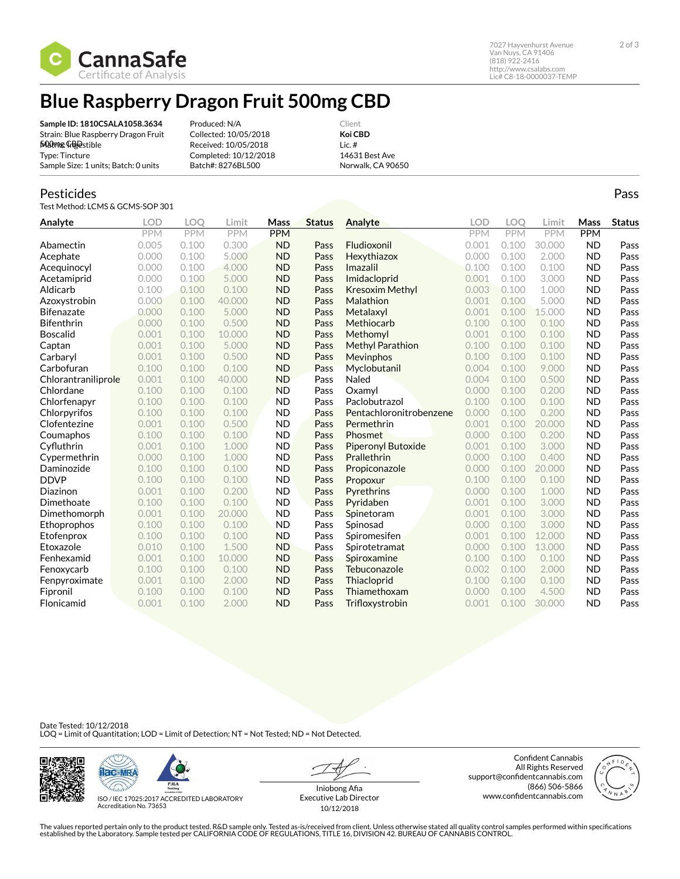CannaSafe
Certificate of Analysis

7027 Hayvenhurst Avenue
Van Nuys, CA 91406
(818) 922-2416
http://www.csalabs.com
Lic# C8-18-0000037-TEMP

# Blue Raspberry Dragon Fruit 500mg CBD

**Sample ID: 1810CSALA1058.3634**
Strain: Blue Raspberry Dragon Fruit 500mg CBD
Matrix: Ingestible
Type: Tincture
Sample Size: 1 units; Batch: 0 units

Produced: N/A
Collected: 10/05/2018
Received: 10/05/2018
Completed: 10/12/2018
Batch#: 8276BL500

Client
**Koi CBD**
Lic. #
14631 Best Ave
Norwalk, CA 90650

## Pesticides

Pass

Test Method: LCMS & GCMS-SOP 301

| Analyte | LOD | LOQ | Limit | Mass | Status | Analyte | LOD | LOQ | Limit | Mass | Status |
|---|---|---|---|---|---|---|---|---|---|---|---|
| | PPM | PPM | PPM | PPM | | | PPM | PPM | PPM | PPM | |
| Abamectin | 0.005 | 0.100 | 0.300 | ND | Pass | Fludioxonil | 0.001 | 0.100 | 30.000 | ND | Pass |
| Acephate | 0.000 | 0.100 | 5.000 | ND | Pass | Hexythiazox | 0.000 | 0.100 | 2.000 | ND | Pass |
| Acequinocyl | 0.000 | 0.100 | 4.000 | ND | Pass | Imazalil | 0.100 | 0.100 | 0.100 | ND | Pass |
| Acetamiprid | 0.000 | 0.100 | 5.000 | ND | Pass | Imidacloprid | 0.001 | 0.100 | 3.000 | ND | Pass |
| Aldicarb | 0.100 | 0.100 | 0.100 | ND | Pass | Kresoxim Methyl | 0.003 | 0.100 | 1.000 | ND | Pass |
| Azoxystrobin | 0.000 | 0.100 | 40.000 | ND | Pass | Malathion | 0.001 | 0.100 | 5.000 | ND | Pass |
| Bifenazate | 0.000 | 0.100 | 5.000 | ND | Pass | Metalaxyl | 0.001 | 0.100 | 15.000 | ND | Pass |
| Bifenthrin | 0.000 | 0.100 | 0.500 | ND | Pass | Methiocarb | 0.100 | 0.100 | 0.100 | ND | Pass |
| Boscalid | 0.001 | 0.100 | 10.000 | ND | Pass | Methomyl | 0.001 | 0.100 | 0.100 | ND | Pass |
| Captan | 0.001 | 0.100 | 5.000 | ND | Pass | Methyl Parathion | 0.100 | 0.100 | 0.100 | ND | Pass |
| Carbaryl | 0.001 | 0.100 | 0.500 | ND | Pass | Mevinphos | 0.100 | 0.100 | 0.100 | ND | Pass |
| Carbofuran | 0.100 | 0.100 | 0.100 | ND | Pass | Myclobutanil | 0.004 | 0.100 | 9.000 | ND | Pass |
| Chlorantraniliprole | 0.001 | 0.100 | 40.000 | ND | Pass | Naled | 0.004 | 0.100 | 0.500 | ND | Pass |
| Chlordane | 0.100 | 0.100 | 0.100 | ND | Pass | Oxamyl | 0.000 | 0.100 | 0.200 | ND | Pass |
| Chlorfenapyr | 0.100 | 0.100 | 0.100 | ND | Pass | Paclobutrazol | 0.100 | 0.100 | 0.100 | ND | Pass |
| Chlorpyrifos | 0.100 | 0.100 | 0.100 | ND | Pass | Pentachloronitrobenzene | 0.000 | 0.100 | 0.200 | ND | Pass |
| Clofentezine | 0.001 | 0.100 | 0.500 | ND | Pass | Permethrin | 0.001 | 0.100 | 20.000 | ND | Pass |
| Coumaphos | 0.100 | 0.100 | 0.100 | ND | Pass | Phosmet | 0.000 | 0.100 | 0.200 | ND | Pass |
| Cyfluthrin | 0.001 | 0.100 | 1.000 | ND | Pass | Piperonyl Butoxide | 0.001 | 0.100 | 3.000 | ND | Pass |
| Cypermethrin | 0.000 | 0.100 | 1.000 | ND | Pass | Prallethrin | 0.000 | 0.100 | 0.400 | ND | Pass |
| Daminozide | 0.100 | 0.100 | 0.100 | ND | Pass | Propiconazole | 0.000 | 0.100 | 20.000 | ND | Pass |
| DDVP | 0.100 | 0.100 | 0.100 | ND | Pass | Propoxur | 0.100 | 0.100 | 0.100 | ND | Pass |
| Diazinon | 0.001 | 0.100 | 0.200 | ND | Pass | Pyrethrins | 0.000 | 0.100 | 1.000 | ND | Pass |
| Dimethoate | 0.100 | 0.100 | 0.100 | ND | Pass | Pyridaben | 0.001 | 0.100 | 3.000 | ND | Pass |
| Dimethomorph | 0.001 | 0.100 | 20.000 | ND | Pass | Spinetoram | 0.001 | 0.100 | 3.000 | ND | Pass |
| Ethoprophos | 0.100 | 0.100 | 0.100 | ND | Pass | Spinosad | 0.000 | 0.100 | 3.000 | ND | Pass |
| Etofenprox | 0.100 | 0.100 | 0.100 | ND | Pass | Spiromesifen | 0.001 | 0.100 | 12.000 | ND | Pass |
| Etoxazole | 0.010 | 0.100 | 1.500 | ND | Pass | Spirotetramat | 0.000 | 0.100 | 13.000 | ND | Pass |
| Fenhexamid | 0.001 | 0.100 | 10.000 | ND | Pass | Spiroxamine | 0.100 | 0.100 | 0.100 | ND | Pass |
| Fenoxycarb | 0.100 | 0.100 | 0.100 | ND | Pass | Tebuconazole | 0.002 | 0.100 | 2.000 | ND | Pass |
| Fenpyroximate | 0.001 | 0.100 | 2.000 | ND | Pass | Thiacloprid | 0.100 | 0.100 | 0.100 | ND | Pass |
| Fipronil | 0.100 | 0.100 | 0.100 | ND | Pass | Thiamethoxam | 0.000 | 0.100 | 4.500 | ND | Pass |
| Flonicamid | 0.001 | 0.100 | 2.000 | ND | Pass | Trifloxystrobin | 0.001 | 0.100 | 30.000 | ND | Pass |

Date Tested: 10/12/2018
LOQ = Limit of Quantitation; LOD = Limit of Detection; NT = Not Tested; ND = Not Detected.

ISO / IEC 17025:2017 ACCREDITED LABORATORY
Accreditation No. 73653

Iniobong Afia
Executive Lab Director
10/12/2018

Confident Cannabis
All Rights Reserved
support@confidentcannabis.com
(866) 506-5866
www.confidentcannabis.com

The values reported pertain only to the product tested. R&D sample only. Tested as-is/received from client. Unless otherwise stated all quality control samples performed within specifications established by the Laboratory. Sample tested per CALIFORNIA CODE OF REGULATIONS, TITLE 16, DIVISION 42. BUREAU OF CANNABIS CONTROL.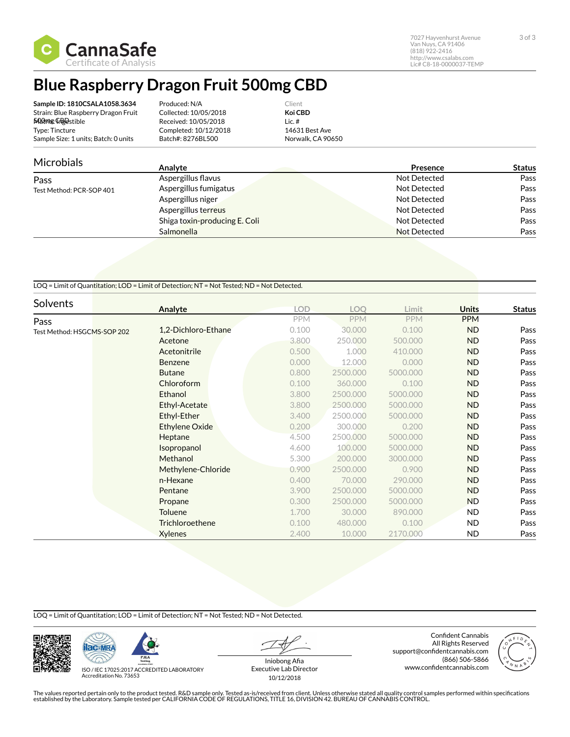CannaSafe
Certificate of Analysis

7027 Hayvenhurst Avenue
Van Nuys, CA 91406
(818) 922-2416
http://www.csalabs.com
Lic# C8-18-0000037-TEMP

# Blue Raspberry Dragon Fruit 500mg CBD

| | | |
|---|---|---|
| **Sample ID: 1810CSALA1058.3634** | Produced: N/A | Client |
| Strain: Blue Raspberry Dragon Fruit 500mg CBD | Collected: 10/05/2018 | **Koi CBD** |
| Matrix: Ingestible | Received: 10/05/2018 | Lic. # |
| Type: Tincture | Completed: 10/12/2018 | 14631 Best Ave |
| Sample Size: 1 units; Batch: 0 units | Batch#: 8276BL500 | Norwalk, CA 90650 |

## Microbials

Pass

Test Method: PCR-SOP 401

| Analyte | Presence | Status |
|---|---|---|
| Aspergillus flavus | Not Detected | Pass |
| Aspergillus fumigatus | Not Detected | Pass |
| Aspergillus niger | Not Detected | Pass |
| Aspergillus terreus | Not Detected | Pass |
| Shiga toxin-producing E. Coli | Not Detected | Pass |
| Salmonella | Not Detected | Pass |

LOQ = Limit of Quantitation; LOD = Limit of Detection; NT = Not Tested; ND = Not Detected.

## Solvents

Pass

Test Method: HSGCMS-SOP 202

| Analyte | LOD | LOQ | Limit | Units | Status |
|---|---|---|---|---|---|
| | PPM | PPM | PPM | PPM | |
| 1,2-Dichloro-Ethane | 0.100 | 30.000 | 0.100 | ND | Pass |
| Acetone | 3.800 | 250.000 | 500.000 | ND | Pass |
| Acetonitrile | 0.500 | 1.000 | 410.000 | ND | Pass |
| Benzene | 0.000 | 12.000 | 0.000 | ND | Pass |
| Butane | 0.800 | 2500.000 | 5000.000 | ND | Pass |
| Chloroform | 0.100 | 360.000 | 0.100 | ND | Pass |
| Ethanol | 3.800 | 2500.000 | 5000.000 | ND | Pass |
| Ethyl-Acetate | 3.800 | 2500.000 | 5000.000 | ND | Pass |
| Ethyl-Ether | 3.400 | 2500.000 | 5000.000 | ND | Pass |
| Ethylene Oxide | 0.200 | 300.000 | 0.200 | ND | Pass |
| Heptane | 4.500 | 2500.000 | 5000.000 | ND | Pass |
| Isopropanol | 4.600 | 100.000 | 5000.000 | ND | Pass |
| Methanol | 5.300 | 200.000 | 3000.000 | ND | Pass |
| Methylene-Chloride | 0.900 | 2500.000 | 0.900 | ND | Pass |
| n-Hexane | 0.400 | 70.000 | 290.000 | ND | Pass |
| Pentane | 3.900 | 2500.000 | 5000.000 | ND | Pass |
| Propane | 0.300 | 2500.000 | 5000.000 | ND | Pass |
| Toluene | 1.700 | 30.000 | 890.000 | ND | Pass |
| Trichloroethene | 0.100 | 480.000 | 0.100 | ND | Pass |
| Xylenes | 2.400 | 10.000 | 2170.000 | ND | Pass |

LOQ = Limit of Quantitation; LOD = Limit of Detection; NT = Not Tested; ND = Not Detected.

ISO / IEC 17025:2017 ACCREDITED LABORATORY
Accreditation No. 73653

Iniobong Afia
Executive Lab Director
10/12/2018

Confident Cannabis
All Rights Reserved
support@confidentcannabis.com
(866) 506-5866
www.confidentcannabis.com

The values reported pertain only to the product tested. R&D sample only. Tested as-is/received from client. Unless otherwise stated all quality control samples performed within specifications established by the Laboratory. Sample tested per CALIFORNIA CODE OF REGULATIONS, TITLE 16, DIVISION 42. BUREAU OF CANNABIS CONTROL.